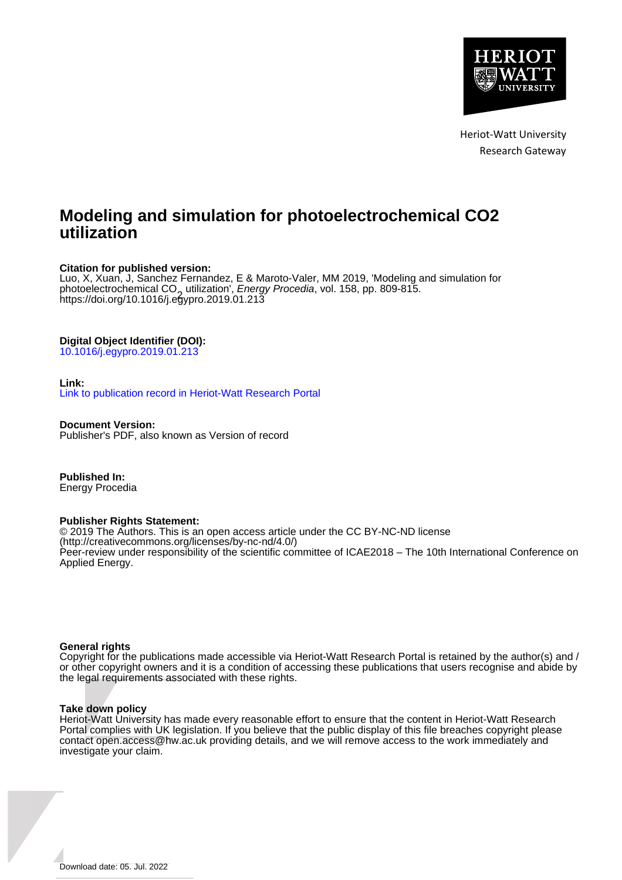Heriot-Watt University
Research Gateway

# Modeling and simulation for photoelectrochemical CO2 utilization

**Citation for published version:**
Luo, X, Xuan, J, Sanchez Fernandez, E & Maroto-Valer, MM 2019, 'Modeling and simulation for photoelectrochemical $CO_2$ utilization', *Energy Procedia*, vol. 158, pp. 809-815. https://doi.org/10.1016/j.egypro.2019.01.213

**Digital Object Identifier (DOI):**
10.1016/j.egypro.2019.01.213

**Link:**
Link to publication record in Heriot-Watt Research Portal

**Document Version:**
Publisher's PDF, also known as Version of record

**Published In:**
Energy Procedia

**Publisher Rights Statement:**
© 2019 The Authors. This is an open access article under the CC BY-NC-ND license (http://creativecommons.org/licenses/by-nc-nd/4.0/)
Peer-review under responsibility of the scientific committee of ICAE2018 – The 10th International Conference on Applied Energy.

**General rights**
Copyright for the publications made accessible via Heriot-Watt Research Portal is retained by the author(s) and / or other copyright owners and it is a condition of accessing these publications that users recognise and abide by the legal requirements associated with these rights.

**Take down policy**
Heriot-Watt University has made every reasonable effort to ensure that the content in Heriot-Watt Research Portal complies with UK legislation. If you believe that the public display of this file breaches copyright please contact open.access@hw.ac.uk providing details, and we will remove access to the work immediately and investigate your claim.

Download date: 05. Jul. 2022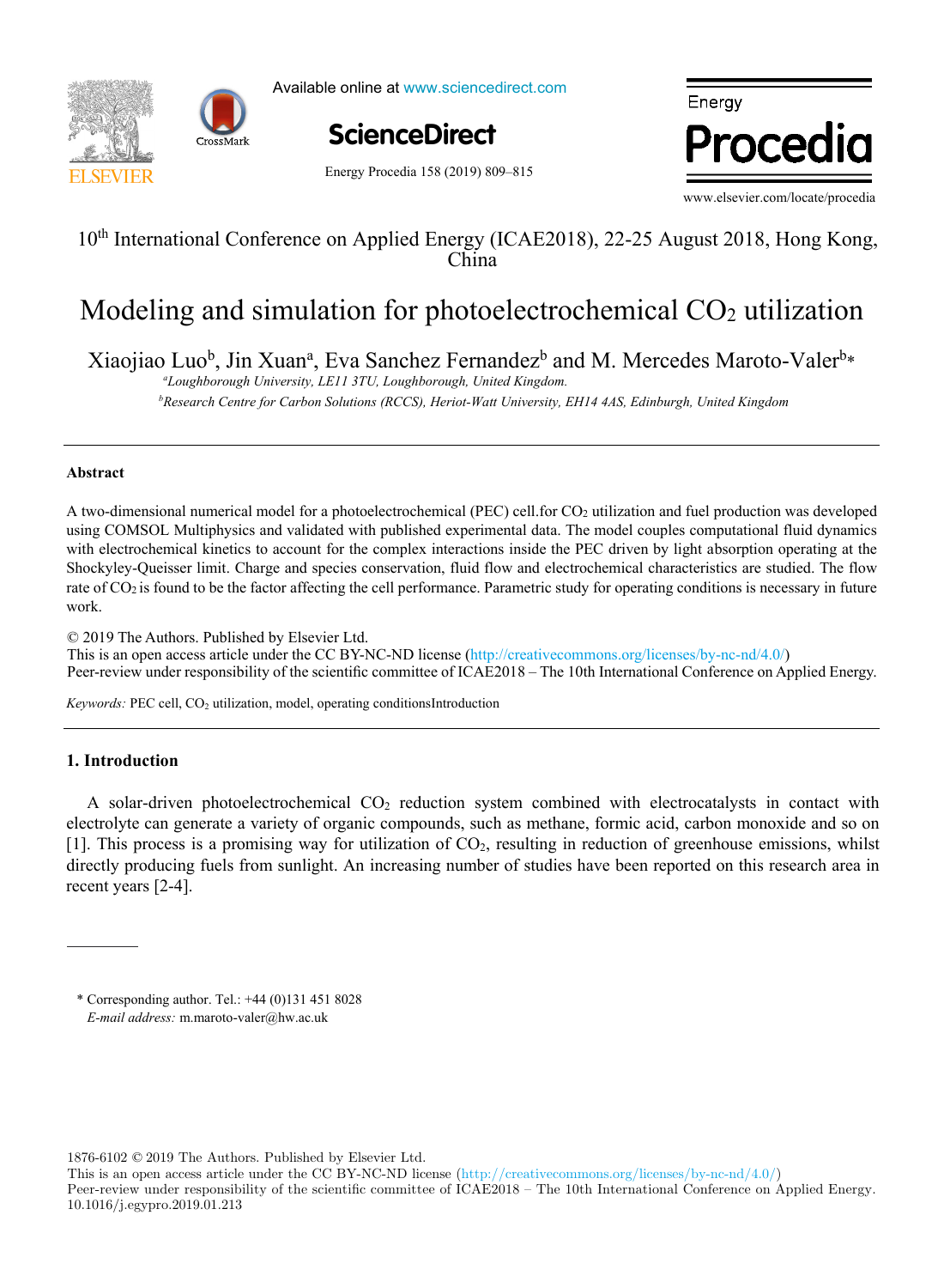Available online at www.sciencedirect.com

# Modeling and simulation for photoelectrochemical $CO_2$ utilization

Xiaojiao Luo[b], Jin Xuan[a], Eva Sanchez Fernandez[b] and M. Mercedes Maroto-Valer[b]*

[a]*Loughborough University, LE11 3TU, Loughborough, United Kingdom.*

[b]*Research Centre for Carbon Solutions (RCCS), Heriot-Watt University, EH14 4AS, Edinburgh, United Kingdom*

10th International Conference on Applied Energy (ICAE2018), 22-25 August 2018, Hong Kong, China

### Abstract

A two-dimensional numerical model for a photoelectrochemical (PEC) cell.for $CO_2$ utilization and fuel production was developed using COMSOL Multiphysics and validated with published experimental data. The model couples computational fluid dynamics with electrochemical kinetics to account for the complex interactions inside the PEC driven by light absorption operating at the Shockyley-Queisser limit. Charge and species conservation, fluid flow and electrochemical characteristics are studied. The flow rate of $CO_2$ is found to be the factor affecting the cell performance. Parametric study for operating conditions is necessary in future work.

© 2019 The Authors. Published by Elsevier Ltd.
This is an open access article under the CC BY-NC-ND license (http://creativecommons.org/licenses/by-nc-nd/4.0/)
Peer-review under responsibility of the scientific committee of ICAE2018 – The 10th International Conference on Applied Energy.

*Keywords:* PEC cell, $CO_2$ utilization, model, operating conditionsIntroduction

## 1. Introduction

A solar-driven photoelectrochemical $CO_2$ reduction system combined with electrocatalysts in contact with electrolyte can generate a variety of organic compounds, such as methane, formic acid, carbon monoxide and so on [1]. This process is a promising way for utilization of $CO_2$, resulting in reduction of greenhouse emissions, whilst directly producing fuels from sunlight. An increasing number of studies have been reported on this research area in recent years [2-4].

\* Corresponding author. Tel.: +44 (0)131 451 8028
*E-mail address:* m.maroto-valer@hw.ac.uk

1876-6102 © 2019 The Authors. Published by Elsevier Ltd.
This is an open access article under the CC BY-NC-ND license (http://creativecommons.org/licenses/by-nc-nd/4.0/)
Peer-review under responsibility of the scientific committee of ICAE2018 – The 10th International Conference on Applied Energy.
10.1016/j.egypro.2019.01.213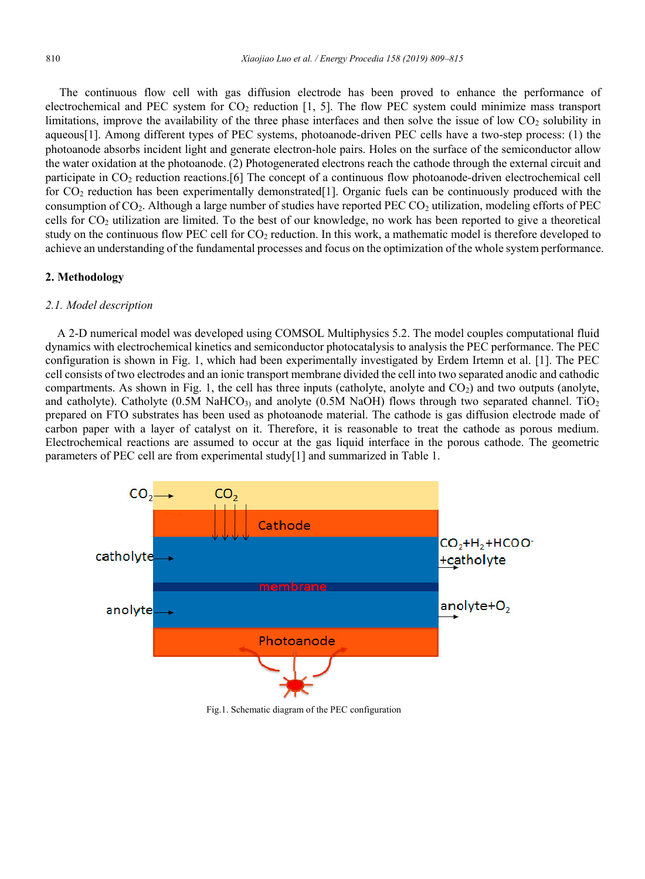The continuous flow cell with gas diffusion electrode has been proved to enhance the performance of electrochemical and PEC system for $CO_2$ reduction [1, 5]. The flow PEC system could minimize mass transport limitations, improve the availability of the three phase interfaces and then solve the issue of low $CO_2$ solubility in aqueous[1]. Among different types of PEC systems, photoanode-driven PEC cells have a two-step process: (1) the photoanode absorbs incident light and generate electron-hole pairs. Holes on the surface of the semiconductor allow the water oxidation at the photoanode. (2) Photogenerated electrons reach the cathode through the external circuit and participate in $CO_2$ reduction reactions.[6] The concept of a continuous flow photoanode-driven electrochemical cell for $CO_2$ reduction has been experimentally demonstrated[1]. Organic fuels can be continuously produced with the consumption of $CO_2$. Although a large number of studies have reported PEC $CO_2$ utilization, modeling efforts of PEC cells for $CO_2$ utilization are limited. To the best of our knowledge, no work has been reported to give a theoretical study on the continuous flow PEC cell for $CO_2$ reduction. In this work, a mathematic model is therefore developed to achieve an understanding of the fundamental processes and focus on the optimization of the whole system performance.

## 2. Methodology

### *2.1. Model description*

A 2-D numerical model was developed using COMSOL Multiphysics 5.2. The model couples computational fluid dynamics with electrochemical kinetics and semiconductor photocatalysis to analysis the PEC performance. The PEC configuration is shown in Fig. 1, which had been experimentally investigated by Erdem Irtemn et al. [1]. The PEC cell consists of two electrodes and an ionic transport membrane divided the cell into two separated anodic and cathodic compartments. As shown in Fig. 1, the cell has three inputs (catholyte, anolyte and $CO_2$) and two outputs (anolyte, and catholyte). Catholyte (0.5M $NaHCO_3$) and anolyte (0.5M NaOH) flows through two separated channel. $TiO_2$ prepared on FTO substrates has been used as photoanode material. The cathode is gas diffusion electrode made of carbon paper with a layer of catalyst on it. Therefore, it is reasonable to treat the cathode as porous medium. Electrochemical reactions are assumed to occur at the gas liquid interface in the porous cathode. The geometric parameters of PEC cell are from experimental study[1] and summarized in Table 1.

Fig.1. Schematic diagram of the PEC configuration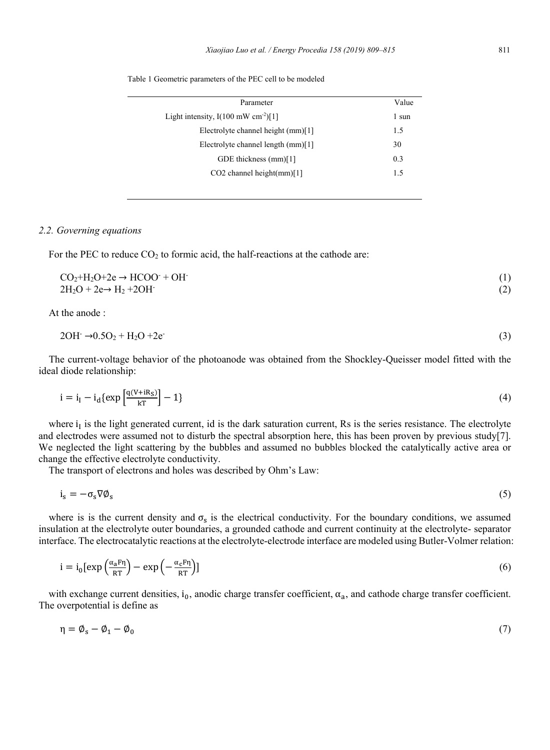Table 1 Geometric parameters of the PEC cell to be modeled

| Parameter | Value |
| --- | --- |
| Light intensity, I(100 mW $cm^{-2}$)[1] | 1 sun |
| Electrolyte channel height (mm)[1] | 1.5 |
| Electrolyte channel length (mm)[1] | 30 |
| GDE thickness (mm)[1] | 0.3 |
| CO2 channel height(mm)[1] | 1.5 |

### 2.2. Governing equations

For the PEC to reduce $CO_2$ to formic acid, the half-reactions at the cathode are:

$$CO_2+H_2O+2e \rightarrow HCOO^- + OH^- \tag{1}$$

$$2H_2O + 2e \rightarrow H_2 +2OH^- \tag{2}$$

At the anode :

$$2OH^- \rightarrow 0.5O_2 + H_2O +2e^- \tag{3}$$

The current-voltage behavior of the photoanode was obtained from the Shockley-Queisser model fitted with the ideal diode relationship:

$$i = i_I - i_d\{\exp\left[\frac{q(V+iR_S)}{kT}\right] - 1\} \tag{4}$$

where $i_I$ is the light generated current, id is the dark saturation current, Rs is the series resistance. The electrolyte and electrodes were assumed not to disturb the spectral absorption here, this has been proven by previous study[7]. We neglected the light scattering by the bubbles and assumed no bubbles blocked the catalytically active area or change the effective electrolyte conductivity.

The transport of electrons and holes was described by Ohm's Law:

$$i_s = -\sigma_s \nabla \emptyset_s \tag{5}$$

where is is the current density and $\sigma_s$ is the electrical conductivity. For the boundary conditions, we assumed insulation at the electrolyte outer boundaries, a grounded cathode and current continuity at the electrolyte- separator interface. The electrocatalytic reactions at the electrolyte-electrode interface are modeled using Butler-Volmer relation:

$$i = i_0[\exp\left(\frac{\alpha_a F\eta}{RT}\right) - \exp\left(-\frac{\alpha_c F\eta}{RT}\right)] \tag{6}$$

with exchange current densities, $i_0$, anodic charge transfer coefficient, $\alpha_a$, and cathode charge transfer coefficient. The overpotential is define as

$$\eta = \emptyset_s - \emptyset_1 - \emptyset_0 \tag{7}$$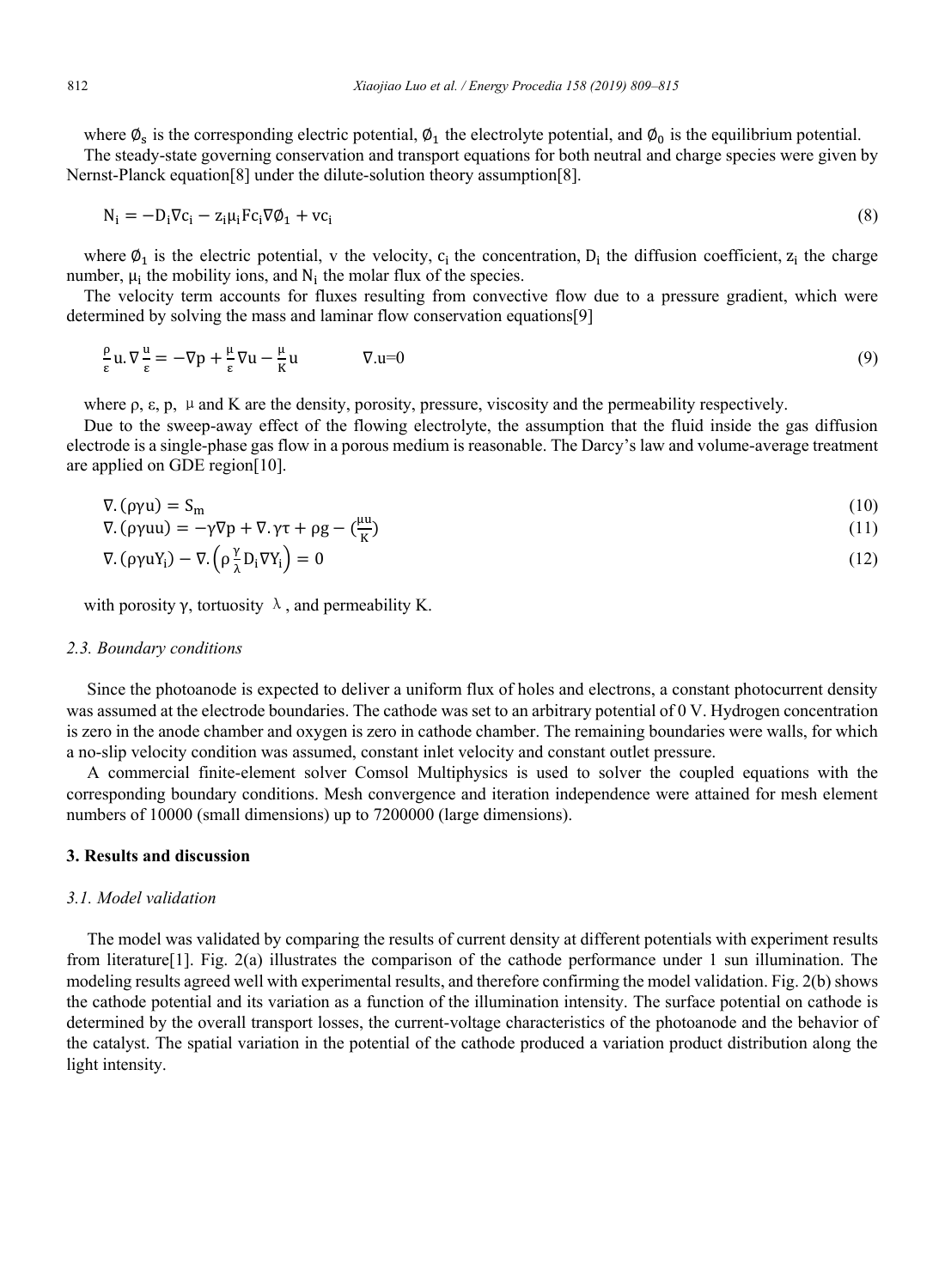where $\emptyset_s$ is the corresponding electric potential, $\emptyset_1$ the electrolyte potential, and $\emptyset_0$ is the equilibrium potential.

The steady-state governing conservation and transport equations for both neutral and charge species were given by Nernst-Planck equation[8] under the dilute-solution theory assumption[8].

$$N_i = -D_i \nabla c_i - z_i \mu_i F c_i \nabla \emptyset_1 + v c_i \tag{8}$$

where $\emptyset_1$ is the electric potential, v the velocity, $c_i$ the concentration, $D_i$ the diffusion coefficient, $z_i$ the charge number, $\mu_i$ the mobility ions, and $N_i$ the molar flux of the species.

The velocity term accounts for fluxes resulting from convective flow due to a pressure gradient, which were determined by solving the mass and laminar flow conservation equations[9]

$$\frac{\rho}{\varepsilon} u.\nabla \frac{u}{\varepsilon} = -\nabla p + \frac{\mu}{\varepsilon} \nabla u - \frac{\mu}{K} u \qquad \nabla.u=0 \tag{9}$$

where ρ, ε, p, μ and K are the density, porosity, pressure, viscosity and the permeability respectively.

Due to the sweep-away effect of the flowing electrolyte, the assumption that the fluid inside the gas diffusion electrode is a single-phase gas flow in a porous medium is reasonable. The Darcy's law and volume-average treatment are applied on GDE region[10].

$$\nabla.(\rho \gamma u) = S_m \tag{10}$$

$$\nabla.(\rho \gamma u u) = -\gamma \nabla p + \nabla.\gamma \tau + \rho g - \left(\frac{\mu u}{K}\right) \tag{11}$$

$$\nabla.(\rho \gamma u Y_i) - \nabla.\left(\rho \frac{\gamma}{\lambda} D_i \nabla Y_i\right) = 0 \tag{12}$$

with porosity γ, tortuosity λ, and permeability K.

### *2.3. Boundary conditions*

Since the photoanode is expected to deliver a uniform flux of holes and electrons, a constant photocurrent density was assumed at the electrode boundaries. The cathode was set to an arbitrary potential of 0 V. Hydrogen concentration is zero in the anode chamber and oxygen is zero in cathode chamber. The remaining boundaries were walls, for which a no-slip velocity condition was assumed, constant inlet velocity and constant outlet pressure.

A commercial finite-element solver Comsol Multiphysics is used to solver the coupled equations with the corresponding boundary conditions. Mesh convergence and iteration independence were attained for mesh element numbers of 10000 (small dimensions) up to 7200000 (large dimensions).

## **3. Results and discussion**

### *3.1. Model validation*

The model was validated by comparing the results of current density at different potentials with experiment results from literature[1]. Fig. 2(a) illustrates the comparison of the cathode performance under 1 sun illumination. The modeling results agreed well with experimental results, and therefore confirming the model validation. Fig. 2(b) shows the cathode potential and its variation as a function of the illumination intensity. The surface potential on cathode is determined by the overall transport losses, the current-voltage characteristics of the photoanode and the behavior of the catalyst. The spatial variation in the potential of the cathode produced a variation product distribution along the light intensity.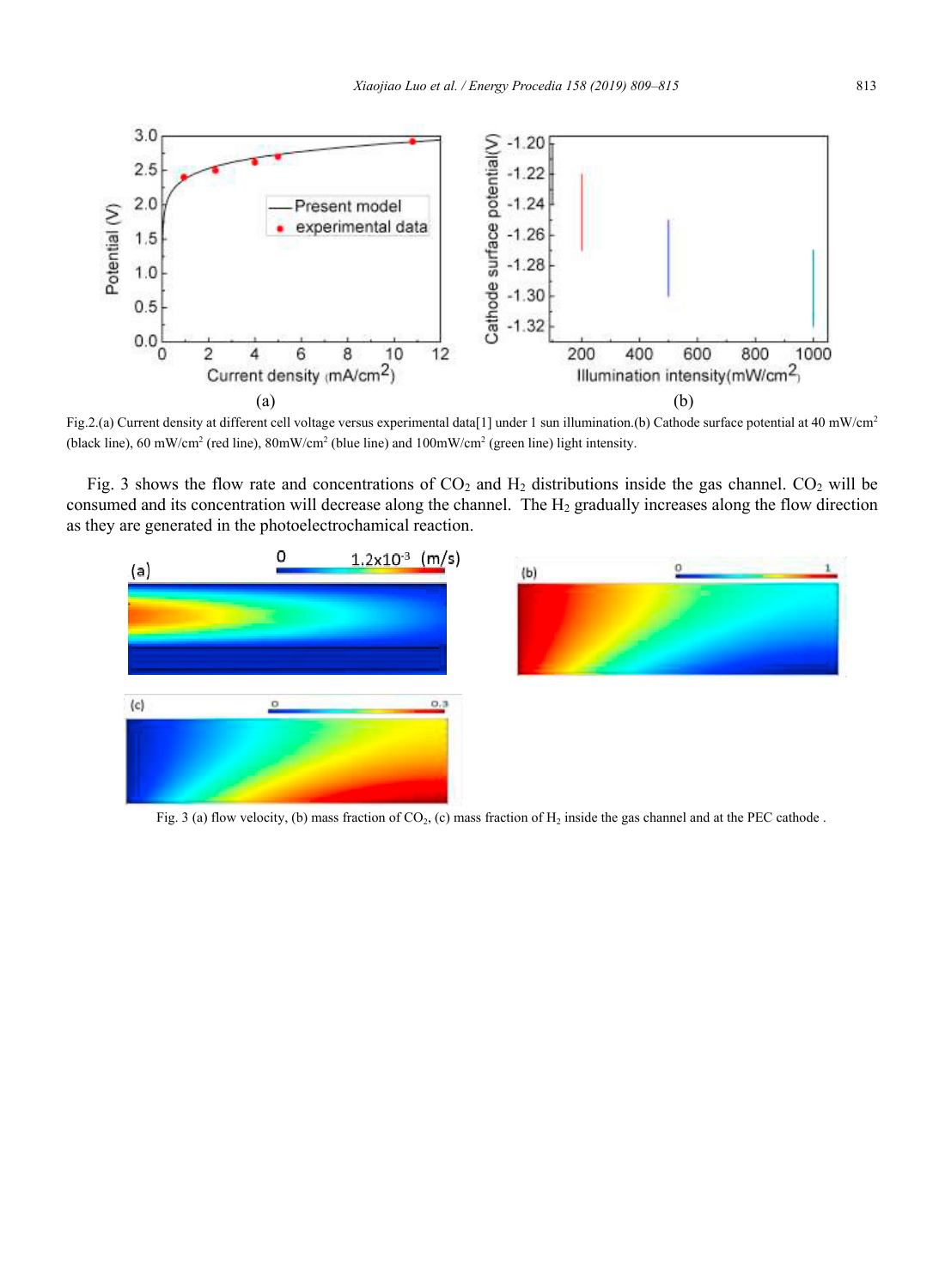Fig.2.(a) Current density at different cell voltage versus experimental data[1] under 1 sun illumination.(b) Cathode surface potential at 40 mW/cm$^2$ (black line), 60 mW/cm$^2$ (red line), 80mW/cm$^2$ (blue line) and 100mW/cm$^2$ (green line) light intensity.

Fig. 3 shows the flow rate and concentrations of $CO_2$ and $H_2$ distributions inside the gas channel. $CO_2$ will be consumed and its concentration will decrease along the channel. The $H_2$ gradually increases along the flow direction as they are generated in the photoelectrochamical reaction.

Fig. 3 (a) flow velocity, (b) mass fraction of $CO_2$, (c) mass fraction of $H_2$ inside the gas channel and at the PEC cathode .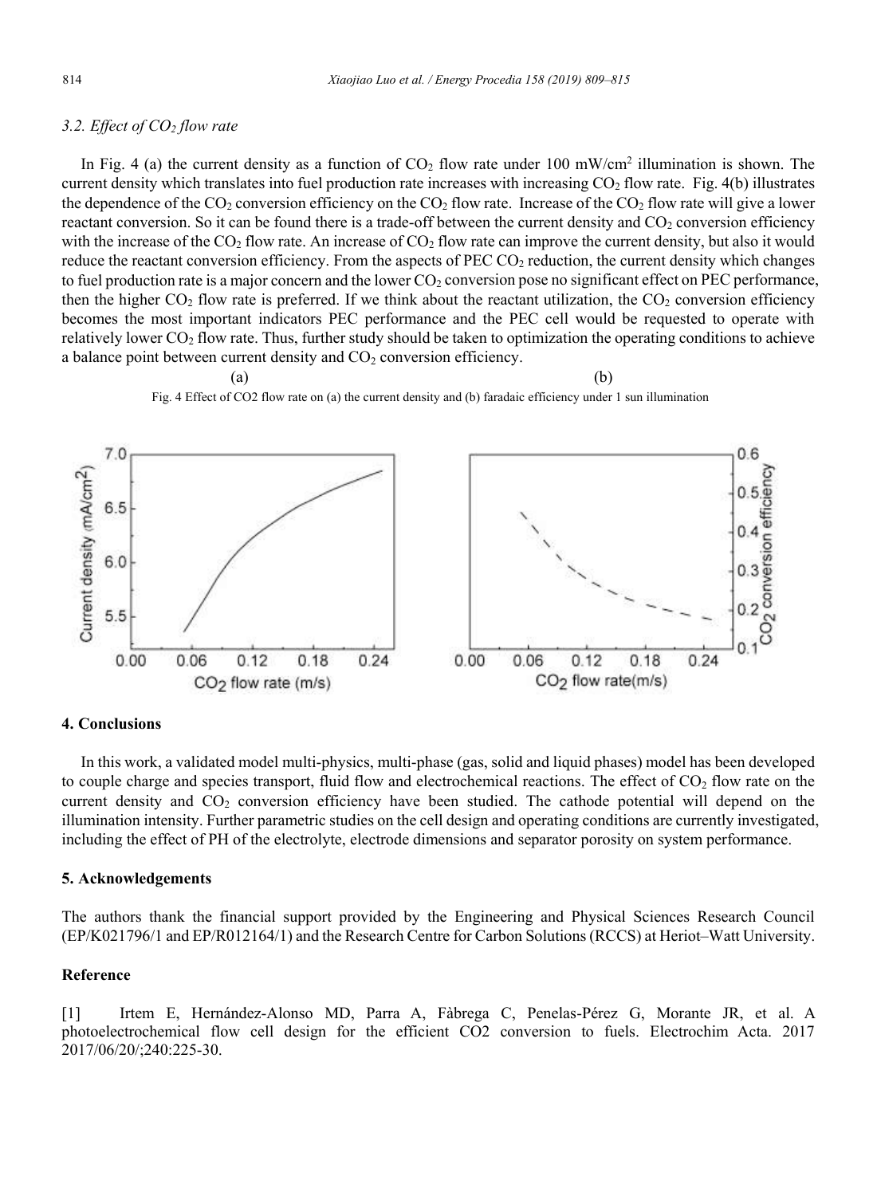### 3.2. Effect of $CO_2$ flow rate

In Fig. 4 (a) the current density as a function of $CO_2$ flow rate under 100 mW/cm$^2$ illumination is shown. The current density which translates into fuel production rate increases with increasing $CO_2$ flow rate. Fig. 4(b) illustrates the dependence of the $CO_2$ conversion efficiency on the $CO_2$ flow rate. Increase of the $CO_2$ flow rate will give a lower reactant conversion. So it can be found there is a trade-off between the current density and $CO_2$ conversion efficiency with the increase of the $CO_2$ flow rate. An increase of $CO_2$ flow rate can improve the current density, but also it would reduce the reactant conversion efficiency. From the aspects of PEC $CO_2$ reduction, the current density which changes to fuel production rate is a major concern and the lower $CO_2$ conversion pose no significant effect on PEC performance, then the higher $CO_2$ flow rate is preferred. If we think about the reactant utilization, the $CO_2$ conversion efficiency becomes the most important indicators PEC performance and the PEC cell would be requested to operate with relatively lower $CO_2$ flow rate. Thus, further study should be taken to optimization the operating conditions to achieve a balance point between current density and $CO_2$ conversion efficiency.

(a) (b)

Fig. 4 Effect of CO2 flow rate on (a) the current density and (b) faradaic efficiency under 1 sun illumination

## 4. Conclusions

In this work, a validated model multi-physics, multi-phase (gas, solid and liquid phases) model has been developed to couple charge and species transport, fluid flow and electrochemical reactions. The effect of $CO_2$ flow rate on the current density and $CO_2$ conversion efficiency have been studied. The cathode potential will depend on the illumination intensity. Further parametric studies on the cell design and operating conditions are currently investigated, including the effect of PH of the electrolyte, electrode dimensions and separator porosity on system performance.

## 5. Acknowledgements

The authors thank the financial support provided by the Engineering and Physical Sciences Research Council (EP/K021796/1 and EP/R012164/1) and the Research Centre for Carbon Solutions (RCCS) at Heriot–Watt University.

## Reference

[1] Irtem E, Hernández-Alonso MD, Parra A, Fàbrega C, Penelas-Pérez G, Morante JR, et al. A photoelectrochemical flow cell design for the efficient CO2 conversion to fuels. Electrochim Acta. 2017 2017/06/20/;240:225-30.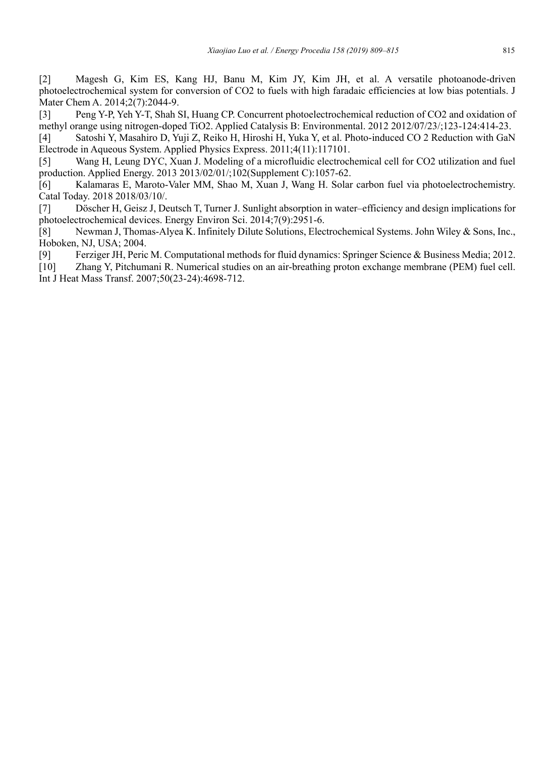[2] Magesh G, Kim ES, Kang HJ, Banu M, Kim JY, Kim JH, et al. A versatile photoanode-driven photoelectrochemical system for conversion of CO2 to fuels with high faradaic efficiencies at low bias potentials. J Mater Chem A. 2014;2(7):2044-9.

[3] Peng Y-P, Yeh Y-T, Shah SI, Huang CP. Concurrent photoelectrochemical reduction of CO2 and oxidation of methyl orange using nitrogen-doped TiO2. Applied Catalysis B: Environmental. 2012 2012/07/23/;123-124:414-23.

[4] Satoshi Y, Masahiro D, Yuji Z, Reiko H, Hiroshi H, Yuka Y, et al. Photo-induced CO 2 Reduction with GaN Electrode in Aqueous System. Applied Physics Express. 2011;4(11):117101.

[5] Wang H, Leung DYC, Xuan J. Modeling of a microfluidic electrochemical cell for CO2 utilization and fuel production. Applied Energy. 2013 2013/02/01/;102(Supplement C):1057-62.

[6] Kalamaras E, Maroto-Valer MM, Shao M, Xuan J, Wang H. Solar carbon fuel via photoelectrochemistry. Catal Today. 2018 2018/03/10/.

[7] Döscher H, Geisz J, Deutsch T, Turner J. Sunlight absorption in water–efficiency and design implications for photoelectrochemical devices. Energy Environ Sci. 2014;7(9):2951-6.

[8] Newman J, Thomas-Alyea K. Infinitely Dilute Solutions, Electrochemical Systems. John Wiley & Sons, Inc., Hoboken, NJ, USA; 2004.

[9] Ferziger JH, Peric M. Computational methods for fluid dynamics: Springer Science & Business Media; 2012.

[10] Zhang Y, Pitchumani R. Numerical studies on an air-breathing proton exchange membrane (PEM) fuel cell. Int J Heat Mass Transf. 2007;50(23-24):4698-712.